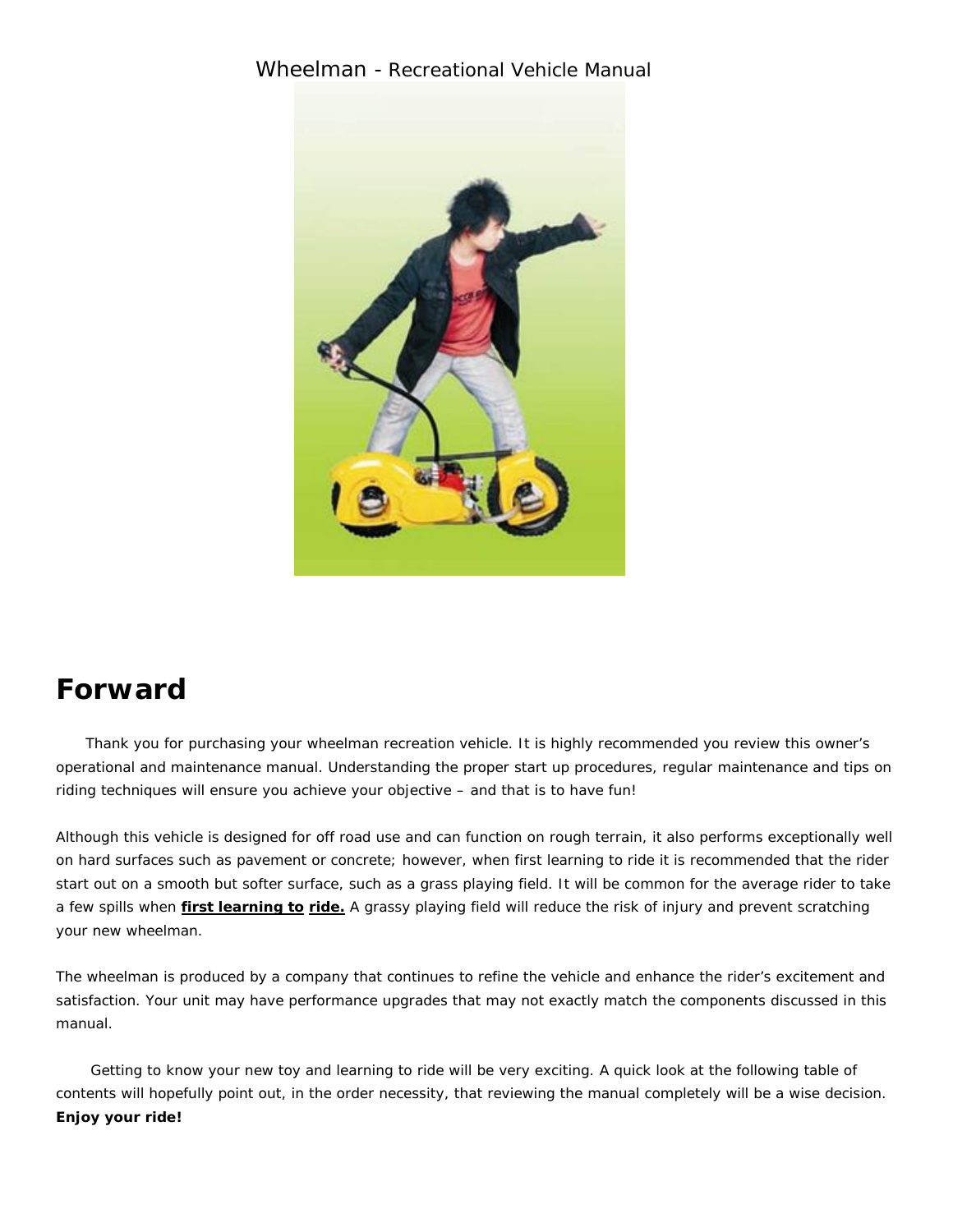Wheelman - Recreational Vehicle Manual

# Forward

Thank you for purchasing your wheelman recreation vehicle. It is highly recommended you review this owner's operational and maintenance manual. Understanding the proper start up procedures, regular maintenance and tips on riding techniques will ensure you achieve your objective – and that is to have fun!

Although this vehicle is designed for off road use and can function on rough terrain, it also performs exceptionally well on hard surfaces such as pavement or concrete; however, when first learning to ride it is recommended that the rider start out on a smooth but softer surface, such as a grass playing field. It will be common for the average rider to take a few spills when **first learning to ride.** A grassy playing field will reduce the risk of injury and prevent scratching your new wheelman.

The wheelman is produced by a company that continues to refine the vehicle and enhance the rider's excitement and satisfaction. Your unit may have performance upgrades that may not exactly match the components discussed in this manual.

Getting to know your new toy and learning to ride will be very exciting. A quick look at the following table of contents will hopefully point out, in the order necessity, that reviewing the manual completely will be a wise decision. **Enjoy your ride!**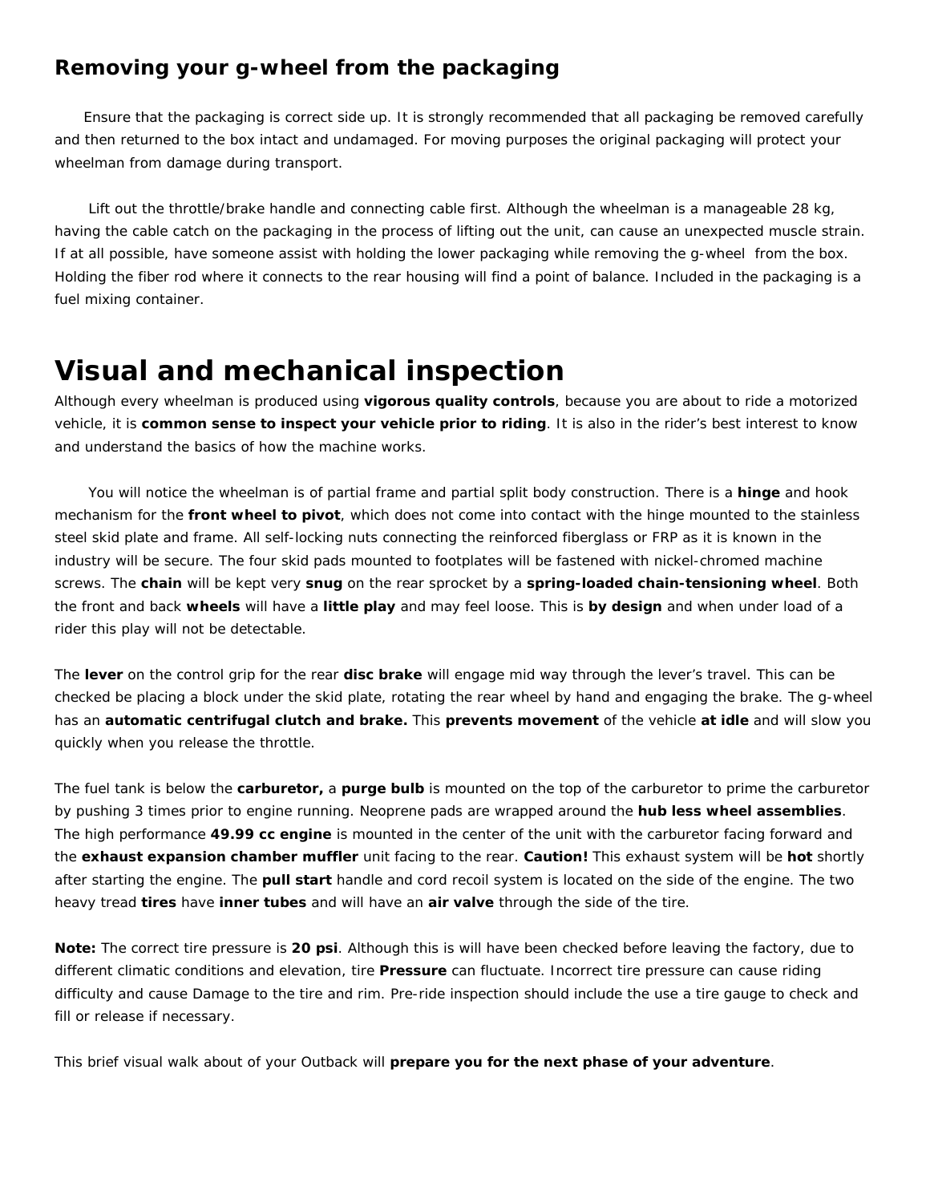## Removing your g-wheel from the packaging

Ensure that the packaging is correct side up. It is strongly recommended that all packaging be removed carefully and then returned to the box intact and undamaged. For moving purposes the original packaging will protect your wheelman from damage during transport.

Lift out the throttle/brake handle and connecting cable first. Although the wheelman is a manageable 28 kg, having the cable catch on the packaging in the process of lifting out the unit, can cause an unexpected muscle strain. If at all possible, have someone assist with holding the lower packaging while removing the g-wheel from the box. Holding the fiber rod where it connects to the rear housing will find a point of balance. Included in the packaging is a fuel mixing container.

# Visual and mechanical inspection

Although every wheelman is produced using **vigorous quality controls**, because you are about to ride a motorized vehicle, it is **common sense to inspect your vehicle prior to riding**. It is also in the rider's best interest to know and understand the basics of how the machine works.

You will notice the wheelman is of partial frame and partial split body construction. There is a **hinge** and hook mechanism for the **front wheel to pivot**, which does not come into contact with the hinge mounted to the stainless steel skid plate and frame. All self-locking nuts connecting the reinforced fiberglass or FRP as it is known in the industry will be secure. The four skid pads mounted to footplates will be fastened with nickel-chromed machine screws. The **chain** will be kept very **snug** on the rear sprocket by a **spring-loaded chain-tensioning wheel**. Both the front and back **wheels** will have a **little play** and may feel loose. This is **by design** and when under load of a rider this play will not be detectable.

The **lever** on the control grip for the rear **disc brake** will engage mid way through the lever's travel. This can be checked be placing a block under the skid plate, rotating the rear wheel by hand and engaging the brake. The g-wheel has an **automatic centrifugal clutch and brake.** This **prevents movement** of the vehicle **at idle** and will slow you quickly when you release the throttle.

The fuel tank is below the **carburetor,** a **purge bulb** is mounted on the top of the carburetor to prime the carburetor by pushing 3 times prior to engine running. Neoprene pads are wrapped around the **hub less wheel assemblies**. The high performance **49.99 cc engine** is mounted in the center of the unit with the carburetor facing forward and the **exhaust expansion chamber muffler** unit facing to the rear. **Caution!** This exhaust system will be **hot** shortly after starting the engine. The **pull start** handle and cord recoil system is located on the side of the engine. The two heavy tread **tires** have **inner tubes** and will have an **air valve** through the side of the tire.

**Note:** The correct tire pressure is **20 psi**. Although this is will have been checked before leaving the factory, due to different climatic conditions and elevation, tire **Pressure** can fluctuate. Incorrect tire pressure can cause riding difficulty and cause Damage to the tire and rim. Pre-ride inspection should include the use a tire gauge to check and fill or release if necessary.

This brief visual walk about of your Outback will **prepare you for the next phase of your adventure**.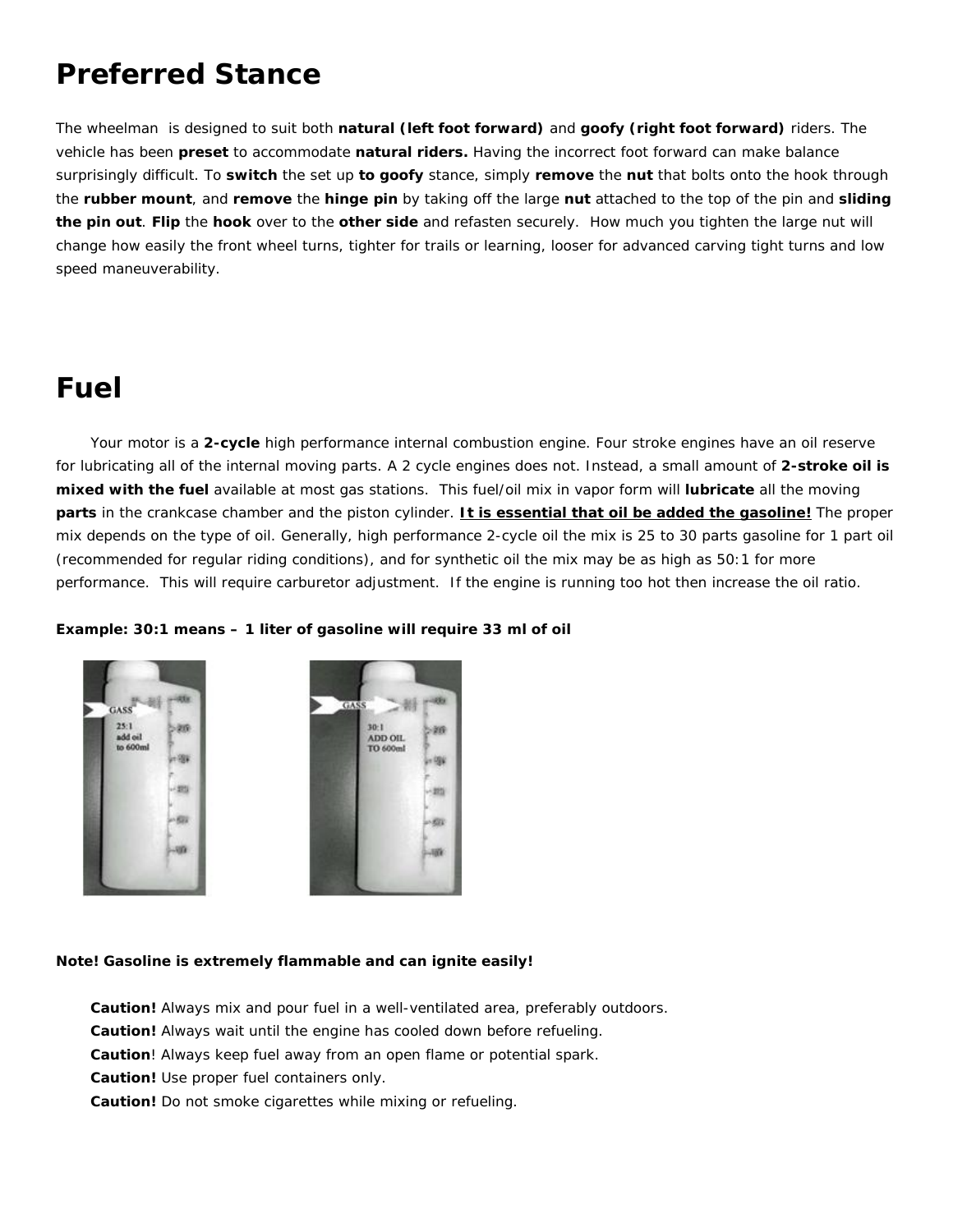# Preferred Stance

The wheelman is designed to suit both **natural (left foot forward)** and **goofy (right foot forward)** riders. The vehicle has been **preset** to accommodate **natural riders.** Having the incorrect foot forward can make balance surprisingly difficult. To **switch** the set up **to goofy** stance, simply **remove** the **nut** that bolts onto the hook through the **rubber mount**, and **remove** the **hinge pin** by taking off the large **nut** attached to the top of the pin and **sliding the pin out**. **Flip** the **hook** over to the **other side** and refasten securely. How much you tighten the large nut will change how easily the front wheel turns, tighter for trails or learning, looser for advanced carving tight turns and low speed maneuverability.

# Fuel

Your motor is a **2-cycle** high performance internal combustion engine. Four stroke engines have an oil reserve for lubricating all of the internal moving parts. A 2 cycle engines does not. Instead, a small amount of **2-stroke oil is mixed with the fuel** available at most gas stations. This fuel/oil mix in vapor form will **lubricate** all the moving **parts** in the crankcase chamber and the piston cylinder. **<u>It is essential that oil be added the gasoline!</u>** The proper mix depends on the type of oil. Generally, high performance 2-cycle oil the mix is 25 to 30 parts gasoline for 1 part oil (recommended for regular riding conditions), and for synthetic oil the mix may be as high as 50:1 for more performance. This will require carburetor adjustment. If the engine is running too hot then increase the oil ratio.

**Example: 30:1 means – 1 liter of gasoline will require 33 ml of oil**

**Note! Gasoline is extremely flammable and can ignite easily!**

**Caution!** Always mix and pour fuel in a well-ventilated area, preferably outdoors.
**Caution!** Always wait until the engine has cooled down before refueling.
**Caution**! Always keep fuel away from an open flame or potential spark.
**Caution!** Use proper fuel containers only.
**Caution!** Do not smoke cigarettes while mixing or refueling.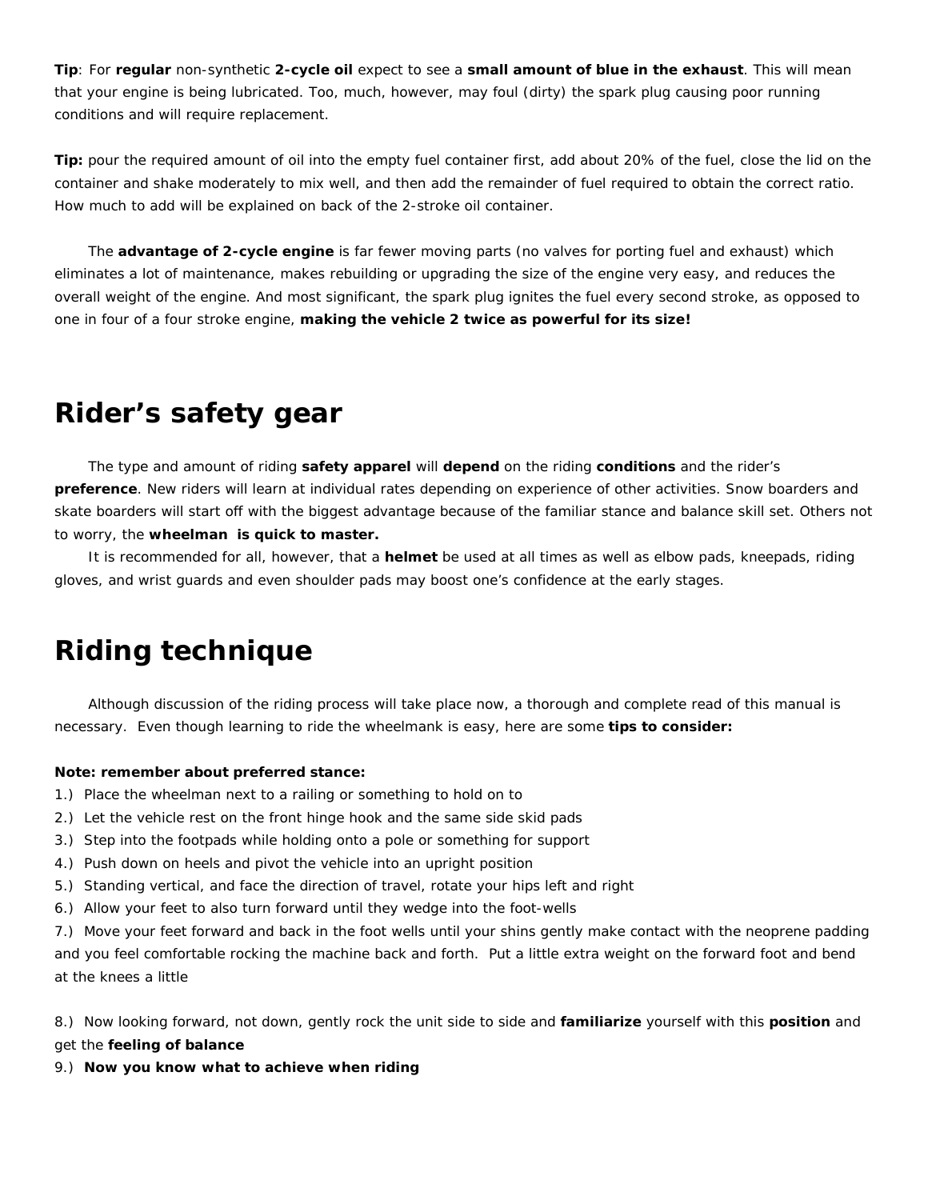**Tip**: For **regular** non-synthetic **2-cycle oil** expect to see a **small amount of blue in the exhaust**. This will mean that your engine is being lubricated. Too, much, however, may foul (dirty) the spark plug causing poor running conditions and will require replacement.

**Tip:** pour the required amount of oil into the empty fuel container first, add about 20% of the fuel, close the lid on the container and shake moderately to mix well, and then add the remainder of fuel required to obtain the correct ratio. How much to add will be explained on back of the 2-stroke oil container.

The **advantage of 2-cycle engine** is far fewer moving parts (no valves for porting fuel and exhaust) which eliminates a lot of maintenance, makes rebuilding or upgrading the size of the engine very easy, and reduces the overall weight of the engine. And most significant, the spark plug ignites the fuel every second stroke, as opposed to one in four of a four stroke engine, **making the vehicle 2 twice as powerful for its size!**

# Rider's safety gear

The type and amount of riding **safety apparel** will **depend** on the riding **conditions** and the rider's **preference**. New riders will learn at individual rates depending on experience of other activities. Snow boarders and skate boarders will start off with the biggest advantage because of the familiar stance and balance skill set. Others not to worry, the **wheelman is quick to master.**

It is recommended for all, however, that a **helmet** be used at all times as well as elbow pads, kneepads, riding gloves, and wrist guards and even shoulder pads may boost one's confidence at the early stages.

# Riding technique

Although discussion of the riding process will take place now, a thorough and complete read of this manual is necessary. Even though learning to ride the wheelmank is easy, here are some **tips to consider:**

**Note: remember about preferred stance:**

1.) Place the wheelman next to a railing or something to hold on to
2.) Let the vehicle rest on the front hinge hook and the same side skid pads
3.) Step into the footpads while holding onto a pole or something for support
4.) Push down on heels and pivot the vehicle into an upright position
5.) Standing vertical, and face the direction of travel, rotate your hips left and right
6.) Allow your feet to also turn forward until they wedge into the foot-wells
7.) Move your feet forward and back in the foot wells until your shins gently make contact with the neoprene padding and you feel comfortable rocking the machine back and forth. Put a little extra weight on the forward foot and bend at the knees a little

8.) Now looking forward, not down, gently rock the unit side to side and **familiarize** yourself with this **position** and get the **feeling of balance**
9.) **Now you know what to achieve when riding**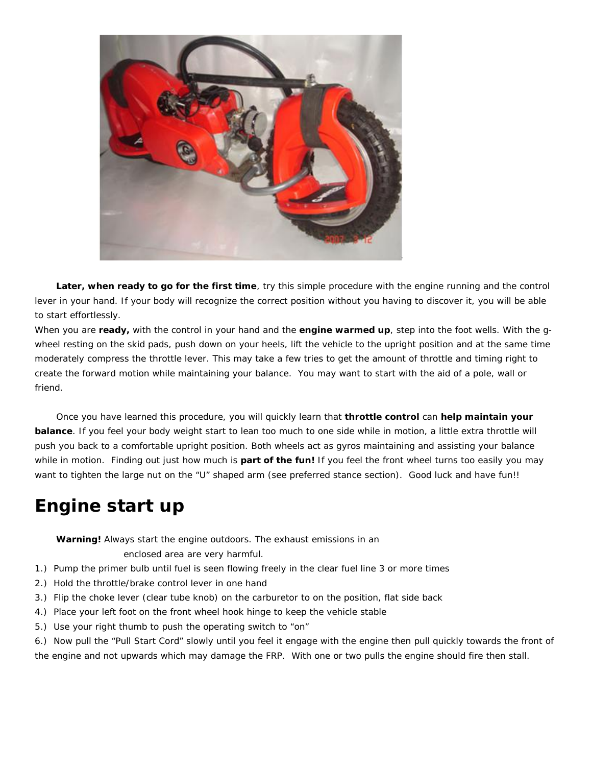**Later, when ready to go for the first time**, try this simple procedure with the engine running and the control lever in your hand. If your body will recognize the correct position without you having to discover it, you will be able to start effortlessly.

When you are **ready,** with the control in your hand and the **engine warmed up**, step into the foot wells. With the g-wheel resting on the skid pads, push down on your heels, lift the vehicle to the upright position and at the same time moderately compress the throttle lever. This may take a few tries to get the amount of throttle and timing right to create the forward motion while maintaining your balance. You may want to start with the aid of a pole, wall or friend.

Once you have learned this procedure, you will quickly learn that **throttle control** can **help maintain your balance**. If you feel your body weight start to lean too much to one side while in motion, a little extra throttle will push you back to a comfortable upright position. Both wheels act as gyros maintaining and assisting your balance while in motion. Finding out just how much is **part of the fun!** If you feel the front wheel turns too easily you may want to tighten the large nut on the "U" shaped arm (see preferred stance section). Good luck and have fun!!

# Engine start up

**Warning!** Always start the engine outdoors. The exhaust emissions in an enclosed area are very harmful.

1.) Pump the primer bulb until fuel is seen flowing freely in the clear fuel line 3 or more times
2.) Hold the throttle/brake control lever in one hand
3.) Flip the choke lever (clear tube knob) on the carburetor to on the position, flat side back
4.) Place your left foot on the front wheel hook hinge to keep the vehicle stable
5.) Use your right thumb to push the operating switch to "on"
6.) Now pull the "Pull Start Cord" slowly until you feel it engage with the engine then pull quickly towards the front of the engine and not upwards which may damage the FRP. With one or two pulls the engine should fire then stall.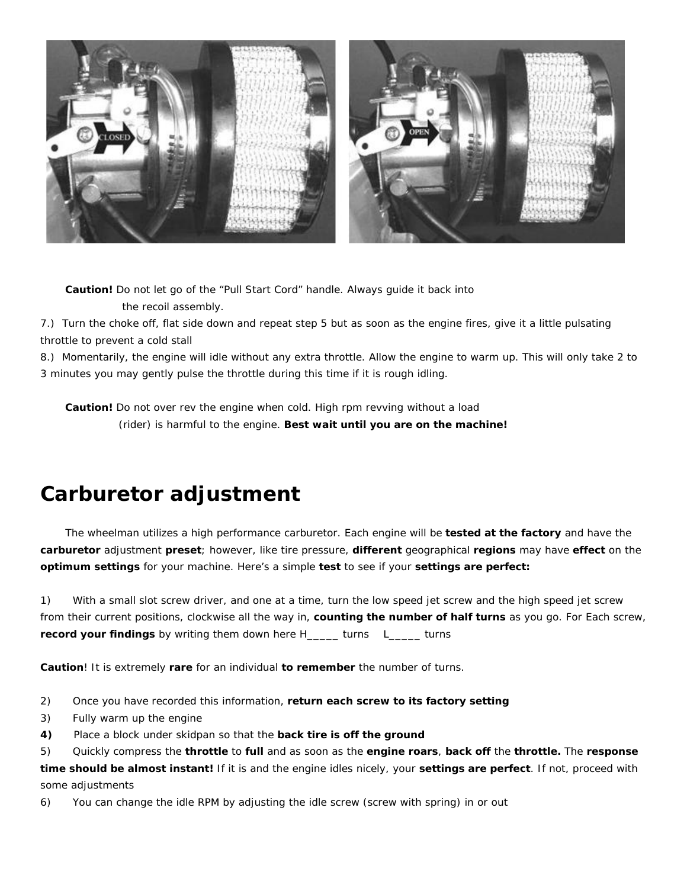**Caution!** Do not let go of the “Pull Start Cord” handle. Always guide it back into the recoil assembly.

7.) Turn the choke off, flat side down and repeat step 5 but as soon as the engine fires, give it a little pulsating throttle to prevent a cold stall

8.) Momentarily, the engine will idle without any extra throttle. Allow the engine to warm up. This will only take 2 to 3 minutes you may gently pulse the throttle during this time if it is rough idling.

**Caution!** Do not over rev the engine when cold. High rpm revving without a load (rider) is harmful to the engine. **Best wait until you are on the machine!**

# Carburetor adjustment

The wheelman utilizes a high performance carburetor. Each engine will be **tested at the factory** and have the **carburetor** adjustment **preset**; however, like tire pressure, **different** geographical **regions** may have **effect** on the **optimum settings** for your machine. Here’s a simple **test** to see if your **settings are perfect:**

1) With a small slot screw driver, and one at a time, turn the low speed jet screw and the high speed jet screw from their current positions, clockwise all the way in, **counting the number of half turns** as you go. For Each screw, **record your findings** by writing them down here H_____ turns L_____ turns

**Caution**! It is extremely **rare** for an individual **to remember** the number of turns.

2) Once you have recorded this information, **return each screw to its factory setting**
3) Fully warm up the engine
4) Place a block under skidpan so that the **back tire is off the ground**
5) Quickly compress the **throttle** to **full** and as soon as the **engine roars**, **back off** the **throttle.** The **response time should be almost instant!** If it is and the engine idles nicely, your **settings are perfect**. If not, proceed with some adjustments
6) You can change the idle RPM by adjusting the idle screw (screw with spring) in or out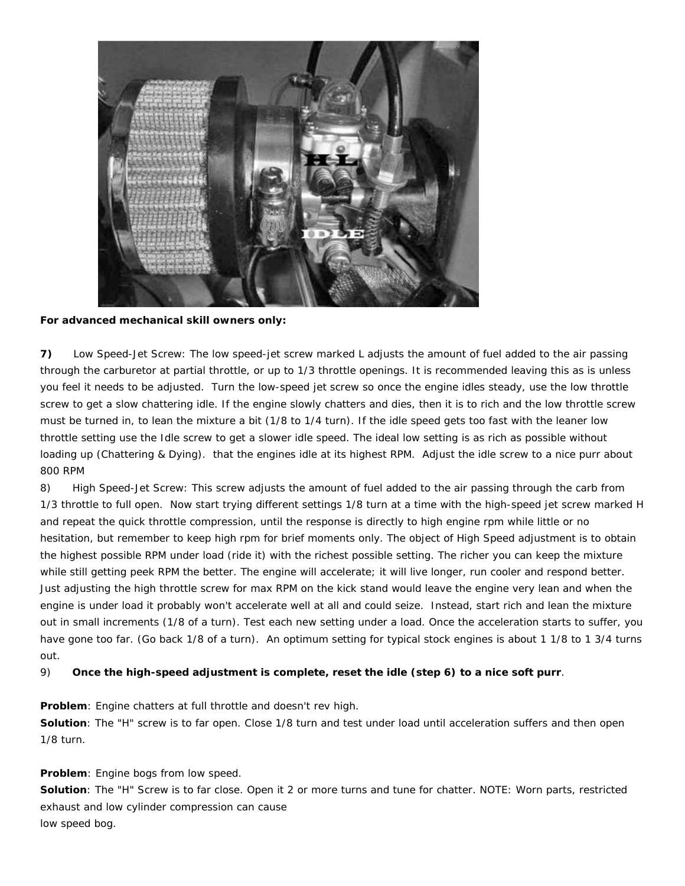**For advanced mechanical skill owners only:**

**7)** Low Speed-Jet Screw: The low speed-jet screw marked L adjusts the amount of fuel added to the air passing through the carburetor at partial throttle, or up to 1/3 throttle openings. It is recommended leaving this as is unless you feel it needs to be adjusted. Turn the low-speed jet screw so once the engine idles steady, use the low throttle screw to get a slow chattering idle. If the engine slowly chatters and dies, then it is to rich and the low throttle screw must be turned in, to lean the mixture a bit (1/8 to 1/4 turn). If the idle speed gets too fast with the leaner low throttle setting use the Idle screw to get a slower idle speed. The ideal low setting is as rich as possible without loading up (Chattering & Dying). that the engines idle at its highest RPM. Adjust the idle screw to a nice purr about 800 RPM

8) High Speed-Jet Screw: This screw adjusts the amount of fuel added to the air passing through the carb from 1/3 throttle to full open. Now start trying different settings 1/8 turn at a time with the high-speed jet screw marked H and repeat the quick throttle compression, until the response is directly to high engine rpm while little or no hesitation, but remember to keep high rpm for brief moments only. The object of High Speed adjustment is to obtain the highest possible RPM under load (ride it) with the richest possible setting. The richer you can keep the mixture while still getting peek RPM the better. The engine will accelerate; it will live longer, run cooler and respond better. Just adjusting the high throttle screw for max RPM on the kick stand would leave the engine very lean and when the engine is under load it probably won't accelerate well at all and could seize. Instead, start rich and lean the mixture out in small increments (1/8 of a turn). Test each new setting under a load. Once the acceleration starts to suffer, you have gone too far. (Go back 1/8 of a turn). An optimum setting for typical stock engines is about 1 1/8 to 1 3/4 turns out.

9) **Once the high-speed adjustment is complete, reset the idle (step 6) to a nice soft purr**.

**Problem**: Engine chatters at full throttle and doesn't rev high.
**Solution**: The "H" screw is to far open. Close 1/8 turn and test under load until acceleration suffers and then open 1/8 turn.

**Problem**: Engine bogs from low speed.
**Solution**: The "H" Screw is to far close. Open it 2 or more turns and tune for chatter. NOTE: Worn parts, restricted exhaust and low cylinder compression can cause
low speed bog.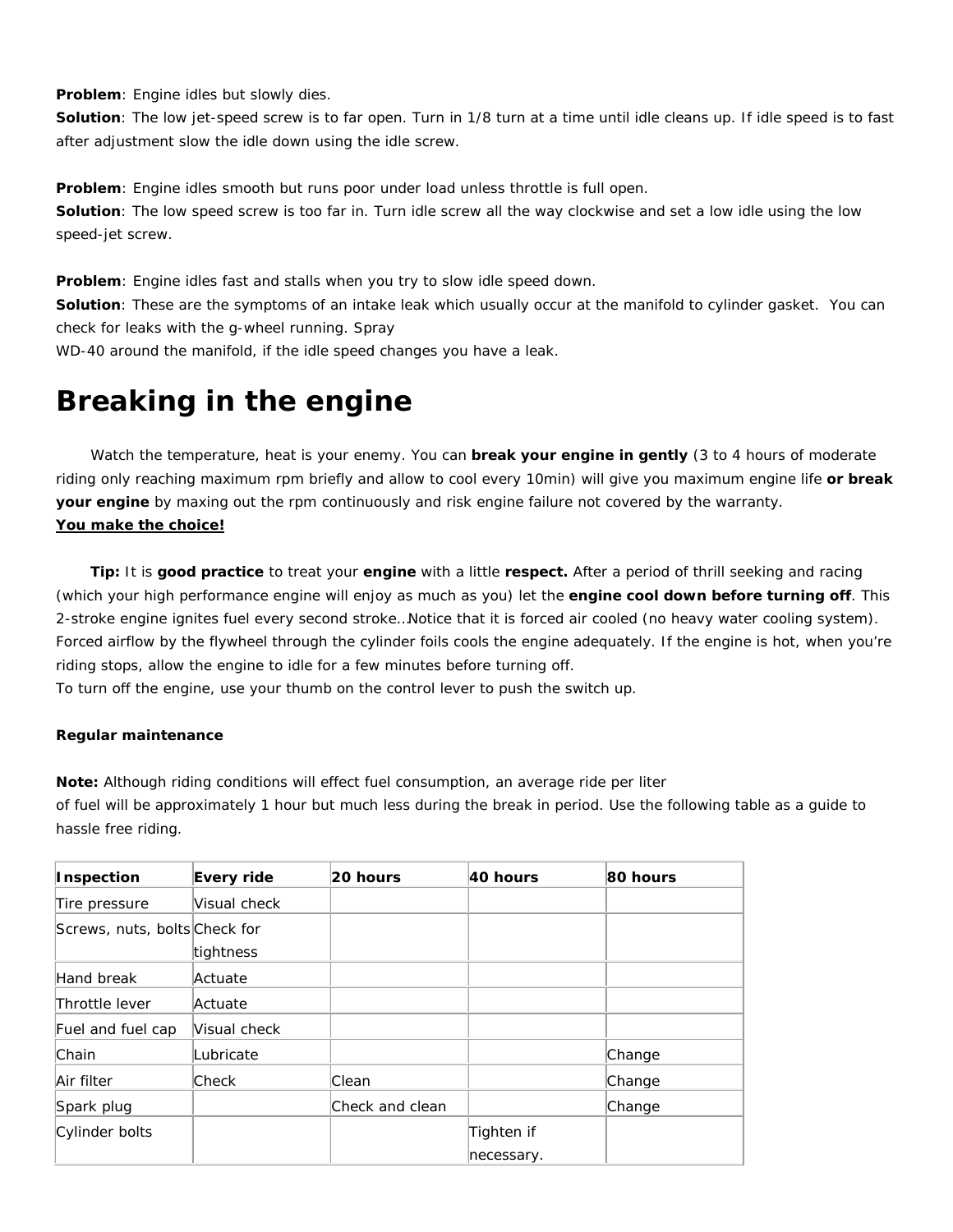**Problem**: Engine idles but slowly dies.
**Solution**: The low jet-speed screw is to far open. Turn in 1/8 turn at a time until idle cleans up. If idle speed is to fast after adjustment slow the idle down using the idle screw.

**Problem**: Engine idles smooth but runs poor under load unless throttle is full open.
**Solution**: The low speed screw is too far in. Turn idle screw all the way clockwise and set a low idle using the low speed-jet screw.

**Problem**: Engine idles fast and stalls when you try to slow idle speed down.
**Solution**: These are the symptoms of an intake leak which usually occur at the manifold to cylinder gasket. You can check for leaks with the g-wheel running. Spray
WD-40 around the manifold, if the idle speed changes you have a leak.

# Breaking in the engine

Watch the temperature, heat is your enemy. You can **break your engine in gently** (3 to 4 hours of moderate riding only reaching maximum rpm briefly and allow to cool every 10min) will give you maximum engine life **or break your engine** by maxing out the rpm continuously and risk engine failure not covered by the warranty.
**<u>You make the choice!</u>**

**Tip:** It is **good practice** to treat your **engine** with a little **respect.** After a period of thrill seeking and racing (which your high performance engine will enjoy as much as you) let the **engine cool down before turning off**. This 2-stroke engine ignites fuel every second stroke...Notice that it is forced air cooled (no heavy water cooling system). Forced airflow by the flywheel through the cylinder foils cools the engine adequately. If the engine is hot, when you're riding stops, allow the engine to idle for a few minutes before turning off.
To turn off the engine, use your thumb on the control lever to push the switch up.

**Regular maintenance**

**Note:** Although riding conditions will effect fuel consumption, an average ride per liter of fuel will be approximately 1 hour but much less during the break in period. Use the following table as a guide to hassle free riding.

| Inspection | Every ride | 20 hours | 40 hours | 80 hours |
|---|---|---|---|---|
| Tire pressure | Visual check | | | |
| Screws, nuts, bolts | Check for tightness | | | |
| Hand break | Actuate | | | |
| Throttle lever | Actuate | | | |
| Fuel and fuel cap | Visual check | | | |
| Chain | Lubricate | | | Change |
| Air filter | Check | Clean | | Change |
| Spark plug | | Check and clean | | Change |
| Cylinder bolts | | | Tighten if necessary. | |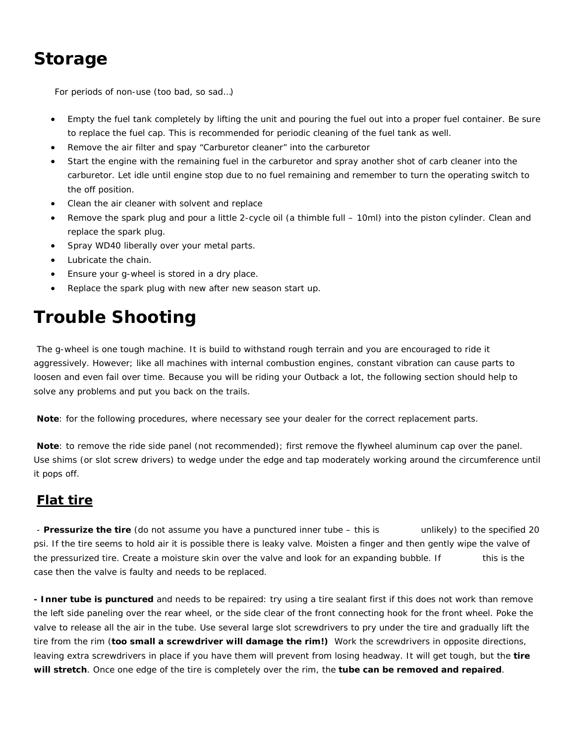# Storage

For periods of non-use (too bad, so sad…)

- Empty the fuel tank completely by lifting the unit and pouring the fuel out into a proper fuel container. Be sure to replace the fuel cap. This is recommended for periodic cleaning of the fuel tank as well.
- Remove the air filter and spay "Carburetor cleaner" into the carburetor
- Start the engine with the remaining fuel in the carburetor and spray another shot of carb cleaner into the carburetor. Let idle until engine stop due to no fuel remaining and remember to turn the operating switch to the off position.
- Clean the air cleaner with solvent and replace
- Remove the spark plug and pour a little 2-cycle oil (a thimble full – 10ml) into the piston cylinder. Clean and replace the spark plug.
- Spray WD40 liberally over your metal parts.
- Lubricate the chain.
- Ensure your g-wheel is stored in a dry place.
- Replace the spark plug with new after new season start up.

# Trouble Shooting

The g-wheel is one tough machine. It is build to withstand rough terrain and you are encouraged to ride it aggressively. However; like all machines with internal combustion engines, constant vibration can cause parts to loosen and even fail over time. Because you will be riding your Outback a lot, the following section should help to solve any problems and put you back on the trails.

**Note**: for the following procedures, where necessary see your dealer for the correct replacement parts.

**Note**: to remove the ride side panel (not recommended); first remove the flywheel aluminum cap over the panel. Use shims (or slot screw drivers) to wedge under the edge and tap moderately working around the circumference until it pops off.

## Flat tire

- **Pressurize the tire** (do not assume you have a punctured inner tube – this is unlikely) to the specified 20 psi. If the tire seems to hold air it is possible there is leaky valve. Moisten a finger and then gently wipe the valve of the pressurized tire. Create a moisture skin over the valve and look for an expanding bubble. If this is the case then the valve is faulty and needs to be replaced.

**- Inner tube is punctured** and needs to be repaired: try using a tire sealant first if this does not work than remove the left side paneling over the rear wheel, or the side clear of the front connecting hook for the front wheel. Poke the valve to release all the air in the tube. Use several large slot screwdrivers to pry under the tire and gradually lift the tire from the rim (**too small a screwdriver will damage the rim!)** Work the screwdrivers in opposite directions, leaving extra screwdrivers in place if you have them will prevent from losing headway. It will get tough, but the **tire will stretch**. Once one edge of the tire is completely over the rim, the **tube can be removed and repaired**.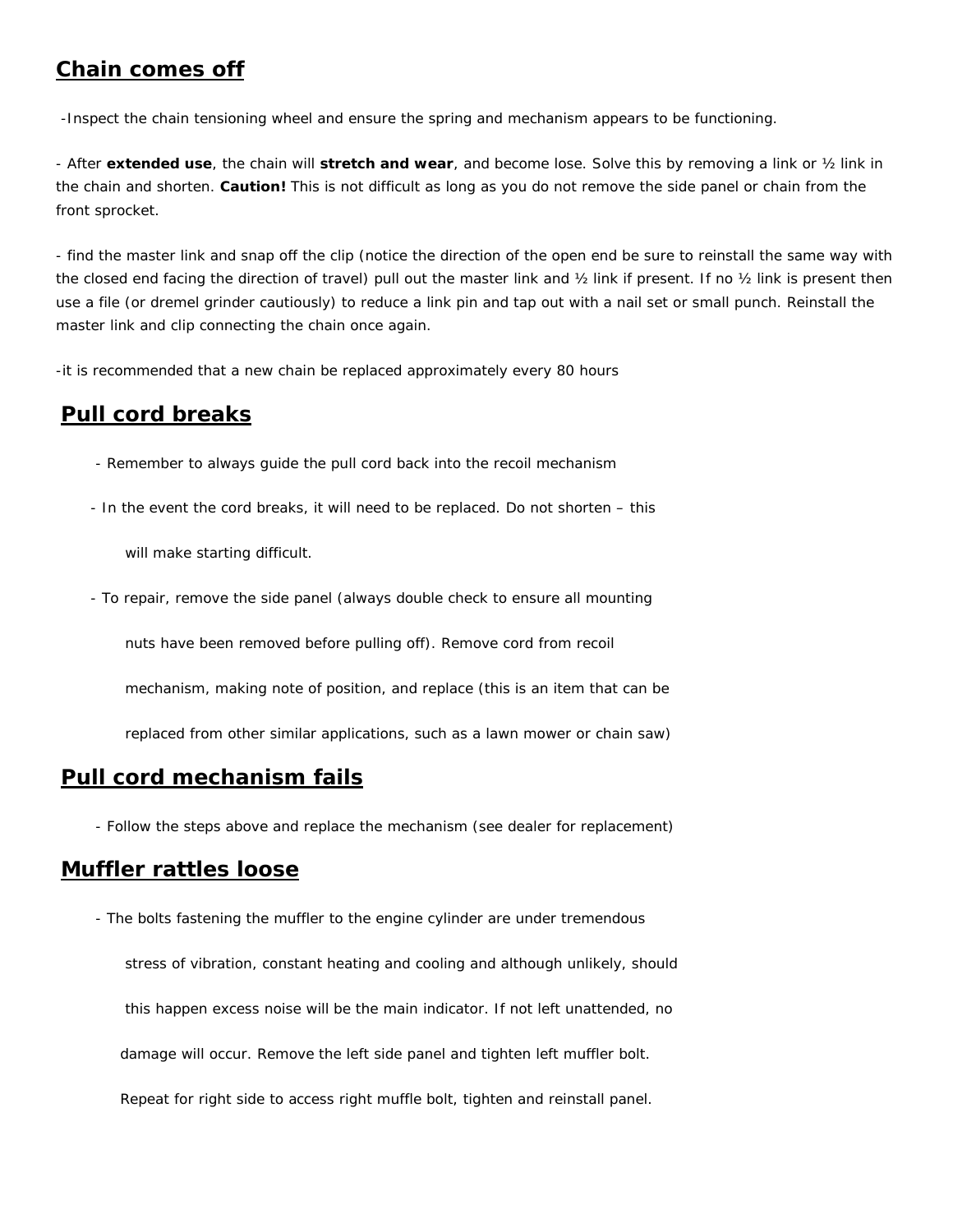## Chain comes off

-Inspect the chain tensioning wheel and ensure the spring and mechanism appears to be functioning.

- After **extended use**, the chain will **stretch and wear**, and become lose. Solve this by removing a link or ½ link in the chain and shorten. **Caution!** This is not difficult as long as you do not remove the side panel or chain from the front sprocket.

- find the master link and snap off the clip (notice the direction of the open end be sure to reinstall the same way with the closed end facing the direction of travel) pull out the master link and ½ link if present. If no ½ link is present then use a file (or dremel grinder cautiously) to reduce a link pin and tap out with a nail set or small punch. Reinstall the master link and clip connecting the chain once again.

-it is recommended that a new chain be replaced approximately every 80 hours

## Pull cord breaks

- Remember to always guide the pull cord back into the recoil mechanism
- In the event the cord breaks, it will need to be replaced. Do not shorten – this will make starting difficult.
- To repair, remove the side panel (always double check to ensure all mounting nuts have been removed before pulling off). Remove cord from recoil mechanism, making note of position, and replace (this is an item that can be replaced from other similar applications, such as a lawn mower or chain saw)

## Pull cord mechanism fails

- Follow the steps above and replace the mechanism (see dealer for replacement)

## Muffler rattles loose

- The bolts fastening the muffler to the engine cylinder are under tremendous stress of vibration, constant heating and cooling and although unlikely, should this happen excess noise will be the main indicator. If not left unattended, no damage will occur. Remove the left side panel and tighten left muffler bolt. Repeat for right side to access right muffle bolt, tighten and reinstall panel.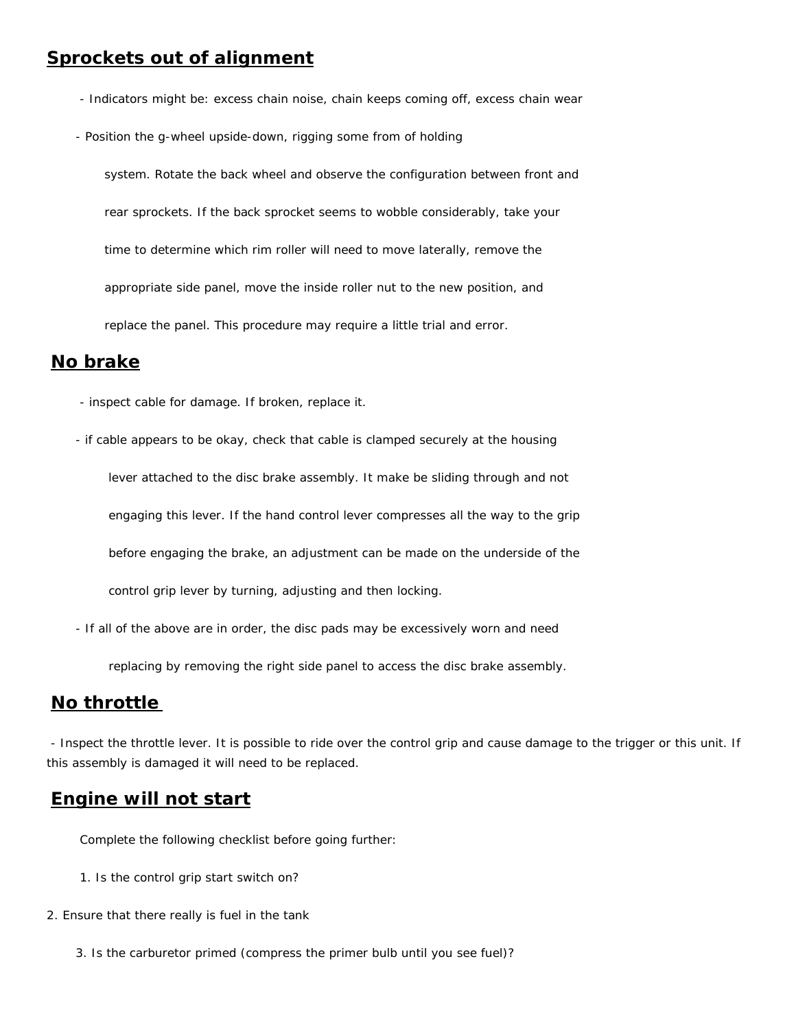## Sprockets out of alignment

- Indicators might be: excess chain noise, chain keeps coming off, excess chain wear
- Position the g-wheel upside-down, rigging some from of holding system. Rotate the back wheel and observe the configuration between front and rear sprockets. If the back sprocket seems to wobble considerably, take your time to determine which rim roller will need to move laterally, remove the appropriate side panel, move the inside roller nut to the new position, and replace the panel. This procedure may require a little trial and error.

## No brake

- inspect cable for damage. If broken, replace it.
- if cable appears to be okay, check that cable is clamped securely at the housing lever attached to the disc brake assembly. It make be sliding through and not engaging this lever. If the hand control lever compresses all the way to the grip before engaging the brake, an adjustment can be made on the underside of the control grip lever by turning, adjusting and then locking.
- If all of the above are in order, the disc pads may be excessively worn and need replacing by removing the right side panel to access the disc brake assembly.

## No throttle

- Inspect the throttle lever. It is possible to ride over the control grip and cause damage to the trigger or this unit. If this assembly is damaged it will need to be replaced.

## Engine will not start

Complete the following checklist before going further:

1. Is the control grip start switch on?
2. Ensure that there really is fuel in the tank
3. Is the carburetor primed (compress the primer bulb until you see fuel)?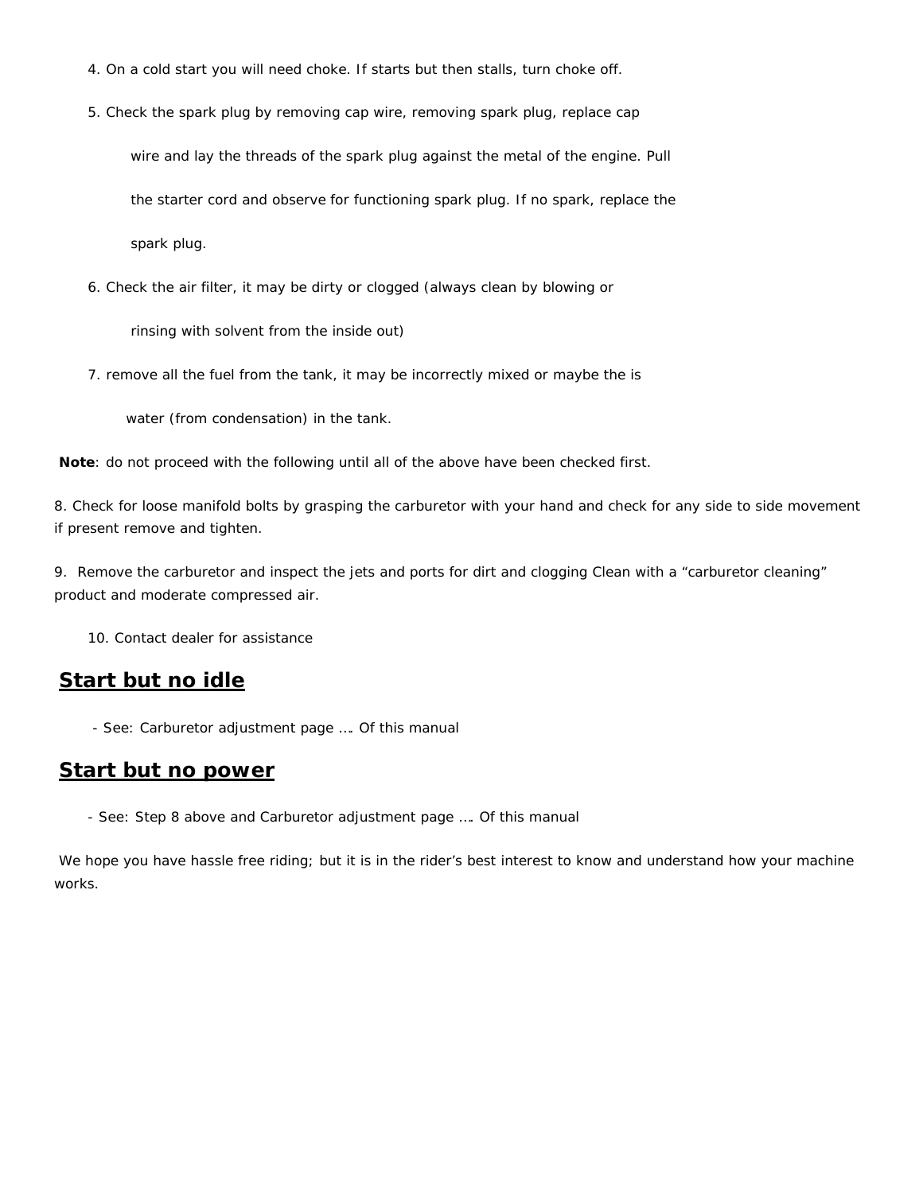4. On a cold start you will need choke. If starts but then stalls, turn choke off.

5. Check the spark plug by removing cap wire, removing spark plug, replace cap wire and lay the threads of the spark plug against the metal of the engine. Pull the starter cord and observe for functioning spark plug. If no spark, replace the spark plug.

6. Check the air filter, it may be dirty or clogged (always clean by blowing or rinsing with solvent from the inside out)

7. remove all the fuel from the tank, it may be incorrectly mixed or maybe the is water (from condensation) in the tank.

**Note**: do not proceed with the following until all of the above have been checked first.

8. Check for loose manifold bolts by grasping the carburetor with your hand and check for any side to side movement if present remove and tighten.

9. Remove the carburetor and inspect the jets and ports for dirt and clogging Clean with a "carburetor cleaning" product and moderate compressed air.

10. Contact dealer for assistance

## Start but no idle

- See: Carburetor adjustment page …. Of this manual

## Start but no power

- See: Step 8 above and Carburetor adjustment page …. Of this manual

We hope you have hassle free riding; but it is in the rider's best interest to know and understand how your machine works.